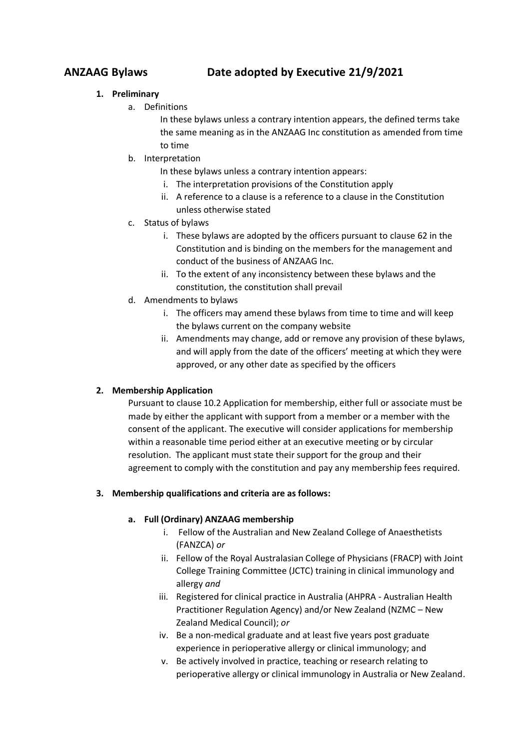# ANZAAG Bylaws Date adopted by Executive 21/9/2021

1. **Preliminary**
   a. Definitions

      In these bylaws unless a contrary intention appears, the defined terms take the same meaning as in the ANZAAG Inc constitution as amended from time to time

   b. Interpretation

      In these bylaws unless a contrary intention appears:

      i. The interpretation provisions of the Constitution apply
      ii. A reference to a clause is a reference to a clause in the Constitution unless otherwise stated

   c. Status of bylaws

      i. These bylaws are adopted by the officers pursuant to clause 62 in the Constitution and is binding on the members for the management and conduct of the business of ANZAAG Inc.
      ii. To the extent of any inconsistency between these bylaws and the constitution, the constitution shall prevail

   d. Amendments to bylaws

      i. The officers may amend these bylaws from time to time and will keep the bylaws current on the company website
      ii. Amendments may change, add or remove any provision of these bylaws, and will apply from the date of the officers' meeting at which they were approved, or any other date as specified by the officers

2. **Membership Application**

   Pursuant to clause 10.2 Application for membership, either full or associate must be made by either the applicant with support from a member or a member with the consent of the applicant. The executive will consider applications for membership within a reasonable time period either at an executive meeting or by circular resolution. The applicant must state their support for the group and their agreement to comply with the constitution and pay any membership fees required.

3. **Membership qualifications and criteria are as follows:**

   **a. Full (Ordinary) ANZAAG membership**

      i. Fellow of the Australian and New Zealand College of Anaesthetists (FANZCA) *or*
      ii. Fellow of the Royal Australasian College of Physicians (FRACP) with Joint College Training Committee (JCTC) training in clinical immunology and allergy *and*
      iii. Registered for clinical practice in Australia (AHPRA - Australian Health Practitioner Regulation Agency) and/or New Zealand (NZMC – New Zealand Medical Council); *or*
      iv. Be a non-medical graduate and at least five years post graduate experience in perioperative allergy or clinical immunology; and
      v. Be actively involved in practice, teaching or research relating to perioperative allergy or clinical immunology in Australia or New Zealand.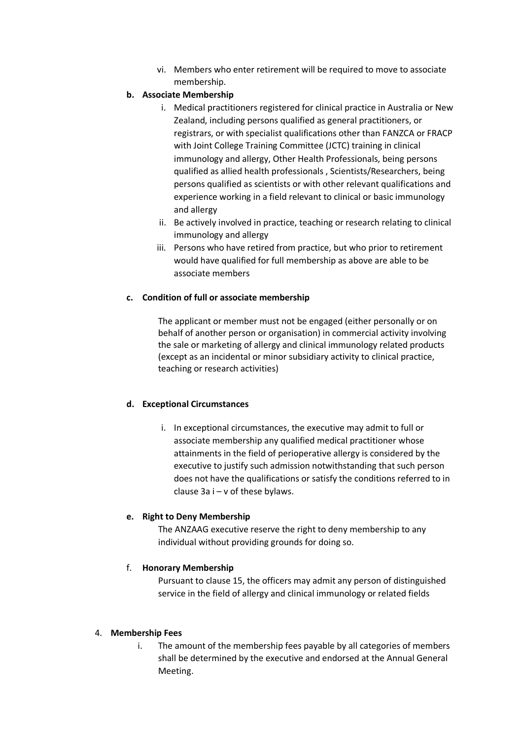vi. Members who enter retirement will be required to move to associate membership.

**b. Associate Membership**

   i. Medical practitioners registered for clinical practice in Australia or New Zealand, including persons qualified as general practitioners, or registrars, or with specialist qualifications other than FANZCA or FRACP with Joint College Training Committee (JCTC) training in clinical immunology and allergy, Other Health Professionals, being persons qualified as allied health professionals , Scientists/Researchers, being persons qualified as scientists or with other relevant qualifications and experience working in a field relevant to clinical or basic immunology and allergy

   ii. Be actively involved in practice, teaching or research relating to clinical immunology and allergy

   iii. Persons who have retired from practice, but who prior to retirement would have qualified for full membership as above are able to be associate members

**c. Condition of full or associate membership**

The applicant or member must not be engaged (either personally or on behalf of another person or organisation) in commercial activity involving the sale or marketing of allergy and clinical immunology related products (except as an incidental or minor subsidiary activity to clinical practice, teaching or research activities)

**d. Exceptional Circumstances**

   i. In exceptional circumstances, the executive may admit to full or associate membership any qualified medical practitioner whose attainments in the field of perioperative allergy is considered by the executive to justify such admission notwithstanding that such person does not have the qualifications or satisfy the conditions referred to in clause 3a i – v of these bylaws.

**e. Right to Deny Membership**

The ANZAAG executive reserve the right to deny membership to any individual without providing grounds for doing so.

f. **Honorary Membership**

Pursuant to clause 15, the officers may admit any person of distinguished service in the field of allergy and clinical immunology or related fields

4. **Membership Fees**

   i. The amount of the membership fees payable by all categories of members shall be determined by the executive and endorsed at the Annual General Meeting.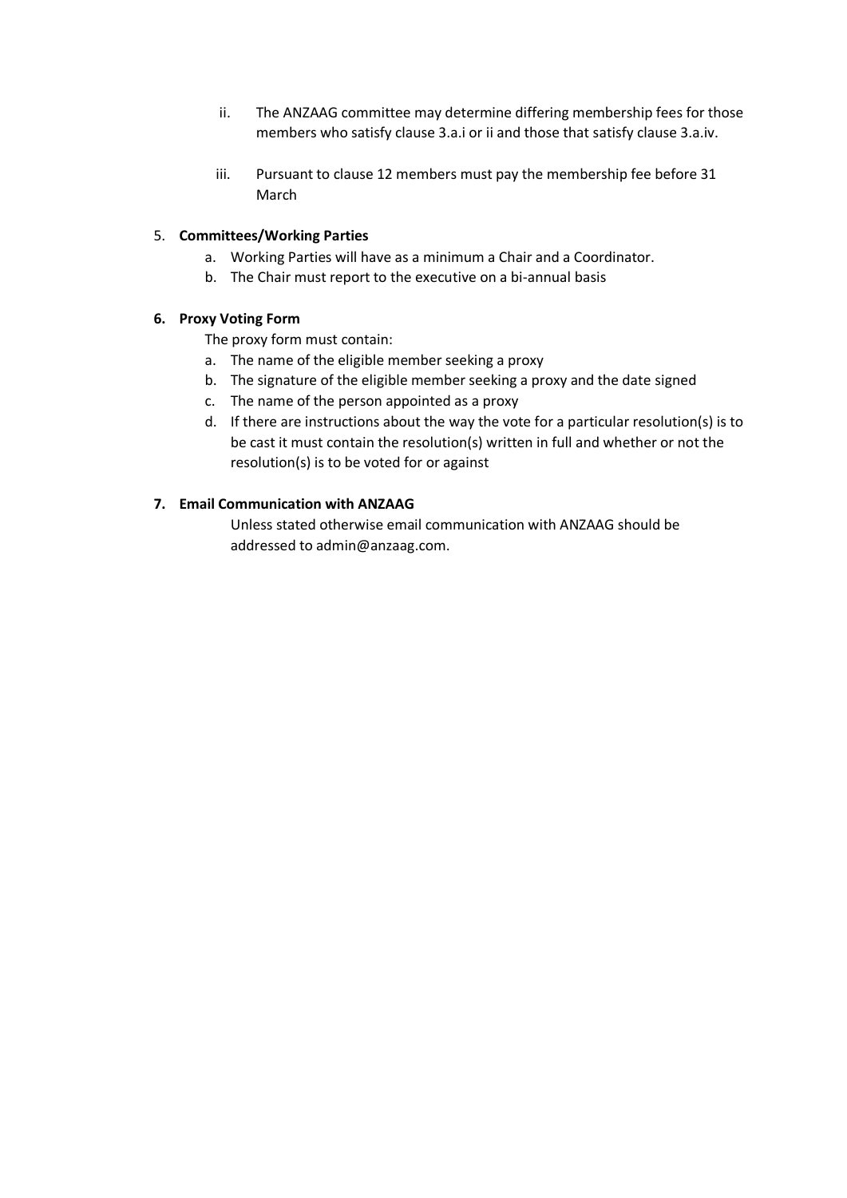ii. The ANZAAG committee may determine differing membership fees for those members who satisfy clause 3.a.i or ii and those that satisfy clause 3.a.iv.

iii. Pursuant to clause 12 members must pay the membership fee before 31 March

5. **Committees/Working Parties**
   a. Working Parties will have as a minimum a Chair and a Coordinator.
   b. The Chair must report to the executive on a bi-annual basis

6. **Proxy Voting Form**

   The proxy form must contain:
   a. The name of the eligible member seeking a proxy
   b. The signature of the eligible member seeking a proxy and the date signed
   c. The name of the person appointed as a proxy
   d. If there are instructions about the way the vote for a particular resolution(s) is to be cast it must contain the resolution(s) written in full and whether or not the resolution(s) is to be voted for or against

7. **Email Communication with ANZAAG**

   Unless stated otherwise email communication with ANZAAG should be addressed to admin@anzaag.com.